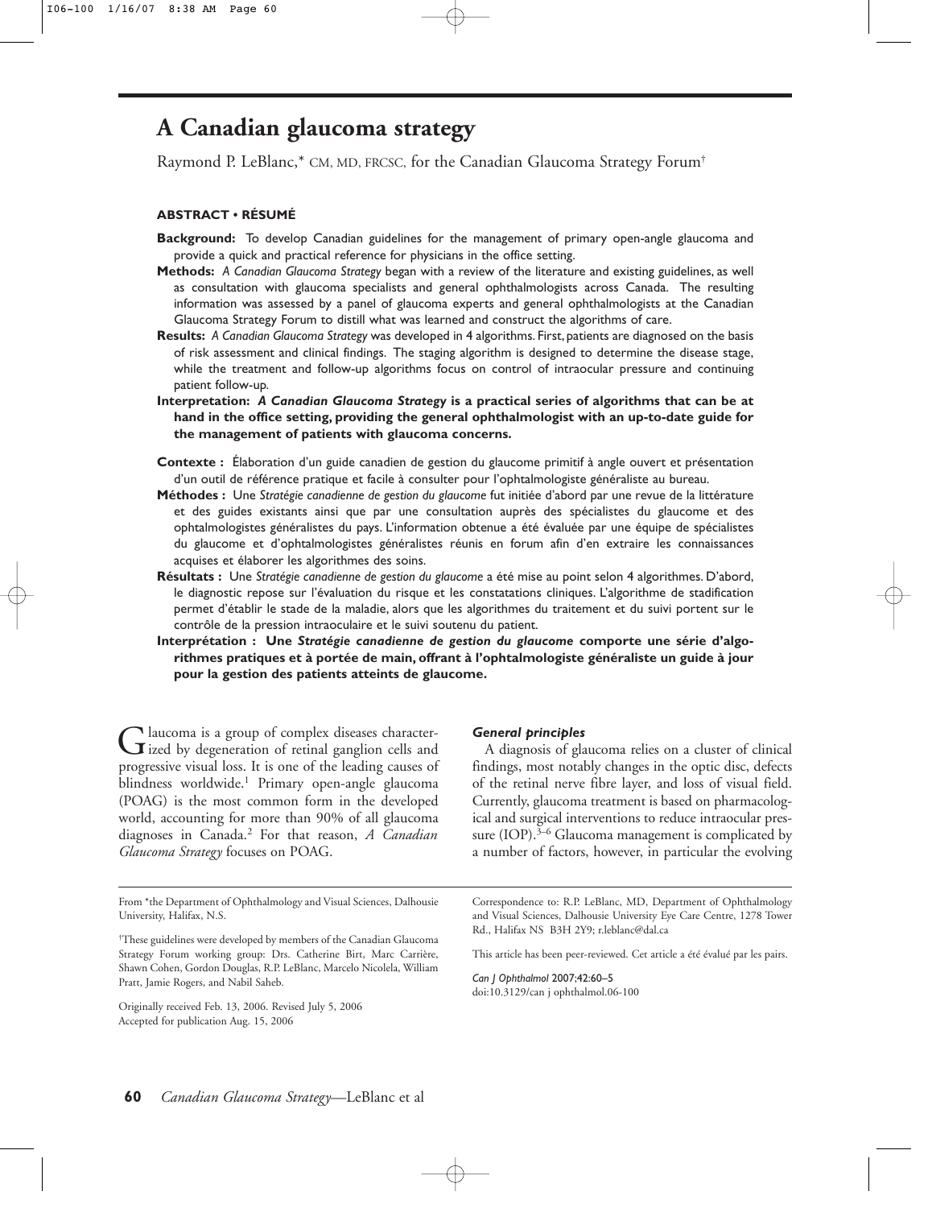# A Canadian glaucoma strategy

Raymond P. LeBlanc,* CM, MD, FRCSC, for the Canadian Glaucoma Strategy Forum†

**ABSTRACT • RÉSUMÉ**

**Background:** To develop Canadian guidelines for the management of primary open-angle glaucoma and provide a quick and practical reference for physicians in the office setting.

**Methods:** *A Canadian Glaucoma Strategy* began with a review of the literature and existing guidelines, as well as consultation with glaucoma specialists and general ophthalmologists across Canada. The resulting information was assessed by a panel of glaucoma experts and general ophthalmologists at the Canadian Glaucoma Strategy Forum to distill what was learned and construct the algorithms of care.

**Results:** *A Canadian Glaucoma Strategy* was developed in 4 algorithms. First, patients are diagnosed on the basis of risk assessment and clinical findings. The staging algorithm is designed to determine the disease stage, while the treatment and follow-up algorithms focus on control of intraocular pressure and continuing patient follow-up.

**Interpretation:** ***A Canadian Glaucoma Strategy* is a practical series of algorithms that can be at hand in the office setting, providing the general ophthalmologist with an up-to-date guide for the management of patients with glaucoma concerns.**

**Contexte :** Élaboration d'un guide canadien de gestion du glaucome primitif à angle ouvert et présentation d'un outil de référence pratique et facile à consulter pour l'ophtalmologiste généraliste au bureau.

**Méthodes :** Une *Stratégie canadienne de gestion du glaucome* fut initiée d'abord par une revue de la littérature et des guides existants ainsi que par une consultation auprès des spécialistes du glaucome et des ophtalmologistes généralistes du pays. L'information obtenue a été évaluée par une équipe de spécialistes du glaucome et d'ophtalmologistes généralistes réunis en forum afin d'en extraire les connaissances acquises et élaborer les algorithmes des soins.

**Résultats :** Une *Stratégie canadienne de gestion du glaucome* a été mise au point selon 4 algorithmes. D'abord, le diagnostic repose sur l'évaluation du risque et les constatations cliniques. L'algorithme de stadification permet d'établir le stade de la maladie, alors que les algorithmes du traitement et du suivi portent sur le contrôle de la pression intraoculaire et le suivi soutenu du patient.

**Interprétation :** **Une *Stratégie canadienne de gestion du glaucome* comporte une série d'algorithmes pratiques et à portée de main, offrant à l'ophtalmologiste généraliste un guide à jour pour la gestion des patients atteints de glaucome.**

Glaucoma is a group of complex diseases characterized by degeneration of retinal ganglion cells and progressive visual loss. It is one of the leading causes of blindness worldwide.[1] Primary open-angle glaucoma (POAG) is the most common form in the developed world, accounting for more than 90% of all glaucoma diagnoses in Canada.[2] For that reason, *A Canadian Glaucoma Strategy* focuses on POAG.

### *General principles*

A diagnosis of glaucoma relies on a cluster of clinical findings, most notably changes in the optic disc, defects of the retinal nerve fibre layer, and loss of visual field. Currently, glaucoma treatment is based on pharmacological and surgical interventions to reduce intraocular pressure (IOP).[3–6] Glaucoma management is complicated by a number of factors, however, in particular the evolving

From *the Department of Ophthalmology and Visual Sciences, Dalhousie University, Halifax, N.S.

†These guidelines were developed by members of the Canadian Glaucoma Strategy Forum working group: Drs. Catherine Birt, Marc Carrière, Shawn Cohen, Gordon Douglas, R.P. LeBlanc, Marcelo Nicolela, William Pratt, Jamie Rogers, and Nabil Saheb.

Originally received Feb. 13, 2006. Revised July 5, 2006
Accepted for publication Aug. 15, 2006

Correspondence to: R.P. LeBlanc, MD, Department of Ophthalmology and Visual Sciences, Dalhousie University Eye Care Centre, 1278 Tower Rd., Halifax NS B3H 2Y9; r.leblanc@dal.ca

This article has been peer-reviewed. Cet article a été évalué par les pairs.

*Can J Ophthalmol* 2007;42:60–5
doi:10.3129/can j ophthalmol.06-100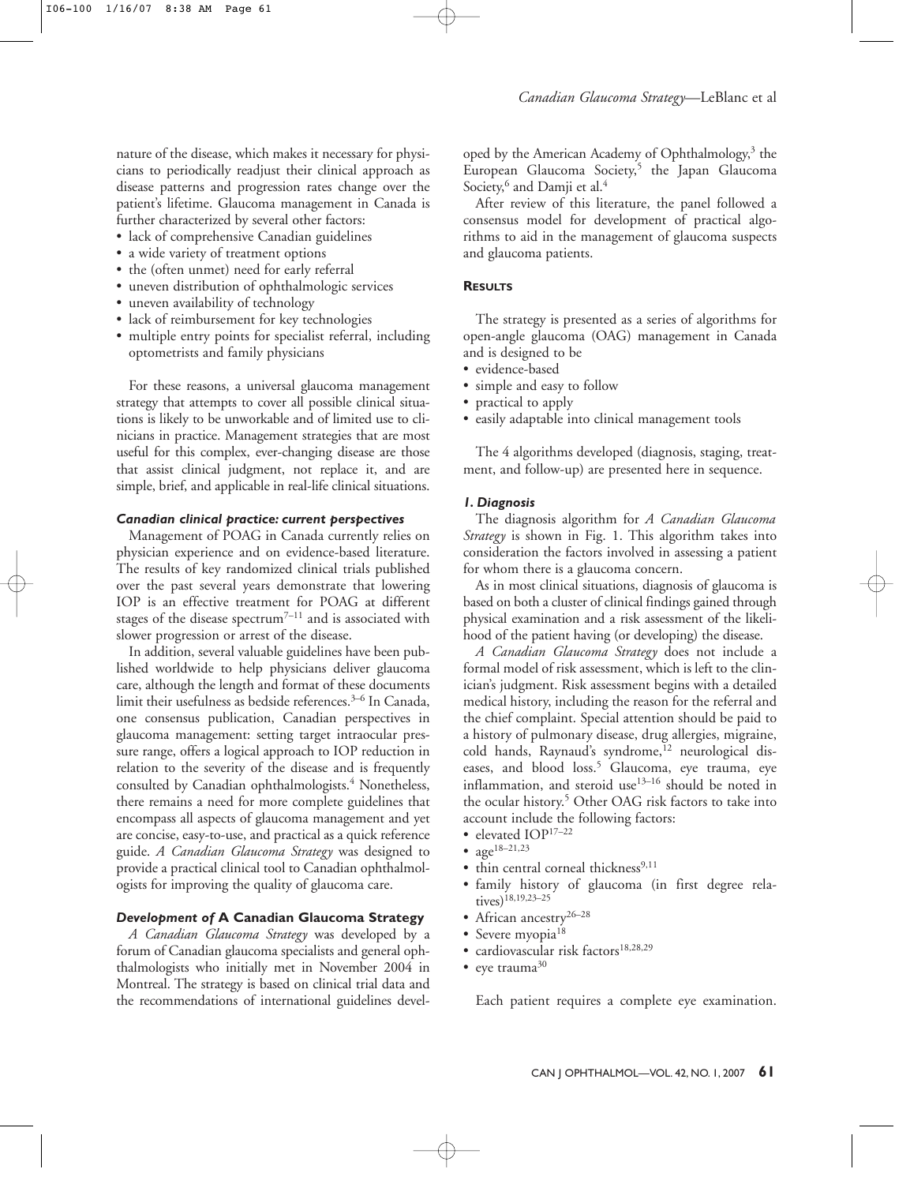nature of the disease, which makes it necessary for physicians to periodically readjust their clinical approach as disease patterns and progression rates change over the patient's lifetime. Glaucoma management in Canada is further characterized by several other factors:

- lack of comprehensive Canadian guidelines
- a wide variety of treatment options
- the (often unmet) need for early referral
- uneven distribution of ophthalmologic services
- uneven availability of technology
- lack of reimbursement for key technologies
- multiple entry points for specialist referral, including optometrists and family physicians

For these reasons, a universal glaucoma management strategy that attempts to cover all possible clinical situations is likely to be unworkable and of limited use to clinicians in practice. Management strategies that are most useful for this complex, ever-changing disease are those that assist clinical judgment, not replace it, and are simple, brief, and applicable in real-life clinical situations.

### *Canadian clinical practice: current perspectives*

Management of POAG in Canada currently relies on physician experience and on evidence-based literature. The results of key randomized clinical trials published over the past several years demonstrate that lowering IOP is an effective treatment for POAG at different stages of the disease spectrum[7–11] and is associated with slower progression or arrest of the disease.

In addition, several valuable guidelines have been published worldwide to help physicians deliver glaucoma care, although the length and format of these documents limit their usefulness as bedside references.[3–6] In Canada, one consensus publication, Canadian perspectives in glaucoma management: setting target intraocular pressure range, offers a logical approach to IOP reduction in relation to the severity of the disease and is frequently consulted by Canadian ophthalmologists.[4] Nonetheless, there remains a need for more complete guidelines that encompass all aspects of glaucoma management and yet are concise, easy-to-use, and practical as a quick reference guide. *A Canadian Glaucoma Strategy* was designed to provide a practical clinical tool to Canadian ophthalmologists for improving the quality of glaucoma care.

### *Development of* **A Canadian Glaucoma Strategy**

*A Canadian Glaucoma Strategy* was developed by a forum of Canadian glaucoma specialists and general ophthalmologists who initially met in November 2004 in Montreal. The strategy is based on clinical trial data and the recommendations of international guidelines developed by the American Academy of Ophthalmology,[3] the European Glaucoma Society,[5] the Japan Glaucoma Society,[6] and Damji et al.[4]

After review of this literature, the panel followed a consensus model for development of practical algorithms to aid in the management of glaucoma suspects and glaucoma patients.

## RESULTS

The strategy is presented as a series of algorithms for open-angle glaucoma (OAG) management in Canada and is designed to be

- evidence-based
- simple and easy to follow
- practical to apply
- easily adaptable into clinical management tools

The 4 algorithms developed (diagnosis, staging, treatment, and follow-up) are presented here in sequence.

### *1. Diagnosis*

The diagnosis algorithm for *A Canadian Glaucoma Strategy* is shown in Fig. 1. This algorithm takes into consideration the factors involved in assessing a patient for whom there is a glaucoma concern.

As in most clinical situations, diagnosis of glaucoma is based on both a cluster of clinical findings gained through physical examination and a risk assessment of the likelihood of the patient having (or developing) the disease.

*A Canadian Glaucoma Strategy* does not include a formal model of risk assessment, which is left to the clinician's judgment. Risk assessment begins with a detailed medical history, including the reason for the referral and the chief complaint. Special attention should be paid to a history of pulmonary disease, drug allergies, migraine, cold hands, Raynaud's syndrome,[12] neurological diseases, and blood loss.[5] Glaucoma, eye trauma, eye inflammation, and steroid use[13–16] should be noted in the ocular history.[5] Other OAG risk factors to take into account include the following factors:

- elevated IOP[17–22]
- age[18–21,23]
- thin central corneal thickness[9,11]
- family history of glaucoma (in first degree relatives)[18,19,23–25]
- African ancestry[26–28]
- Severe myopia[18]
- cardiovascular risk factors[18,28,29]
- eye trauma[30]

Each patient requires a complete eye examination.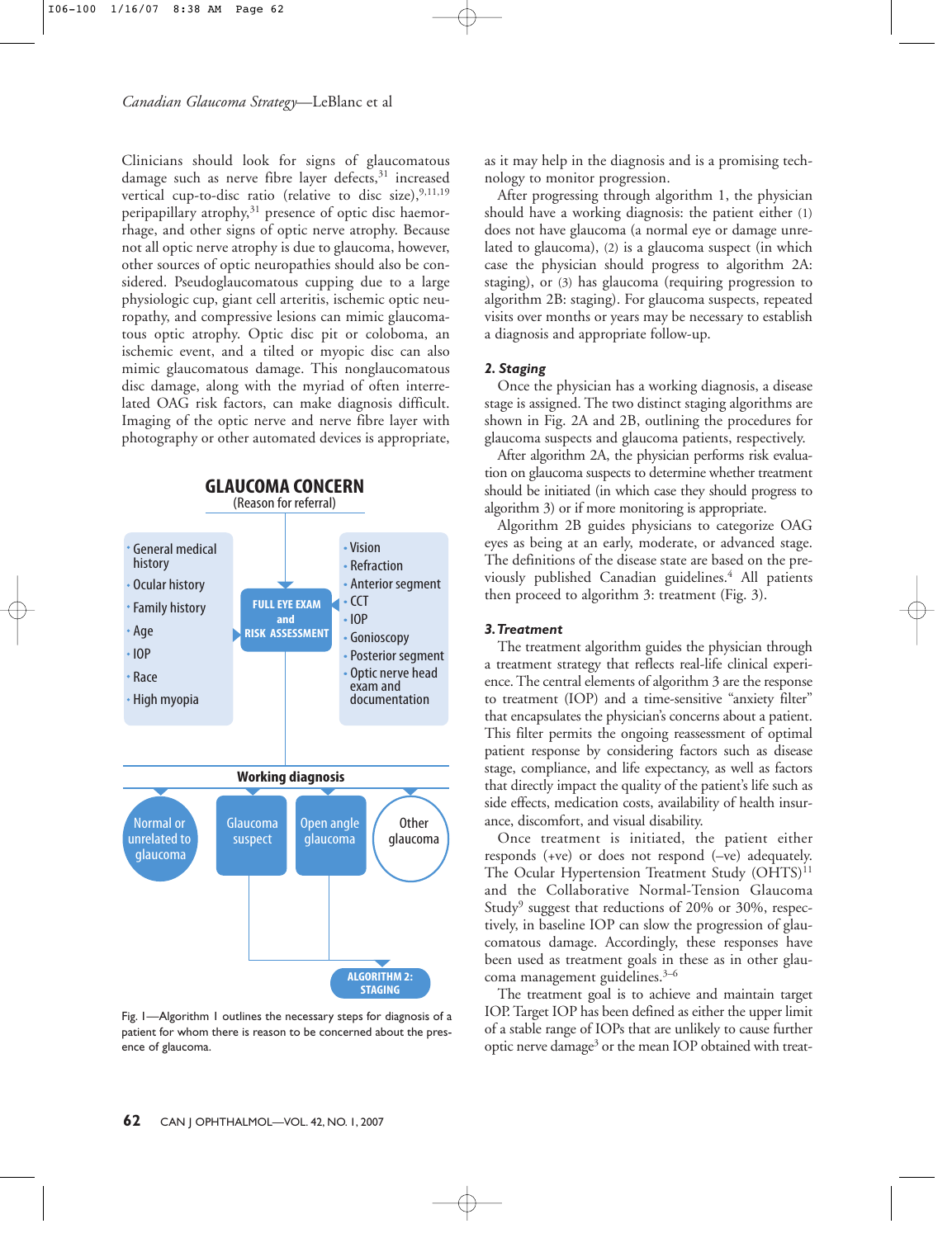Clinicians should look for signs of glaucomatous damage such as nerve fibre layer defects,[31] increased vertical cup-to-disc ratio (relative to disc size),[9,11,19] peripapillary atrophy,[31] presence of optic disc haemorrhage, and other signs of optic nerve atrophy. Because not all optic nerve atrophy is due to glaucoma, however, other sources of optic neuropathies should also be considered. Pseudoglaucomatous cupping due to a large physiologic cup, giant cell arteritis, ischemic optic neuropathy, and compressive lesions can mimic glaucomatous optic atrophy. Optic disc pit or coloboma, an ischemic event, and a tilted or myopic disc can also mimic glaucomatous damage. This nonglaucomatous disc damage, along with the myriad of often interrelated OAG risk factors, can make diagnosis difficult. Imaging of the optic nerve and nerve fibre layer with photography or other automated devices is appropriate,

**GLAUCOMA CONCERN**
(Reason for referral)

- General medical history
- Ocular history
- Family history
- Age
- IOP
- Race
- High myopia

**FULL EYE EXAM and RISK ASSESSMENT**

- Vision
- Refraction
- Anterior segment
- CCT
- IOP
- Gonioscopy
- Posterior segment
- Optic nerve head exam and documentation

**Working diagnosis**

- Normal or unrelated to glaucoma
- Glaucoma suspect
- Open angle glaucoma
- Other glaucoma

**ALGORITHM 2: STAGING**

Fig. 1—Algorithm 1 outlines the necessary steps for diagnosis of a patient for whom there is reason to be concerned about the presence of glaucoma.

as it may help in the diagnosis and is a promising technology to monitor progression.

After progressing through algorithm 1, the physician should have a working diagnosis: the patient either (1) does not have glaucoma (a normal eye or damage unrelated to glaucoma), (2) is a glaucoma suspect (in which case the physician should progress to algorithm 2A: staging), or (3) has glaucoma (requiring progression to algorithm 2B: staging). For glaucoma suspects, repeated visits over months or years may be necessary to establish a diagnosis and appropriate follow-up.

### *2. Staging*

Once the physician has a working diagnosis, a disease stage is assigned. The two distinct staging algorithms are shown in Fig. 2A and 2B, outlining the procedures for glaucoma suspects and glaucoma patients, respectively.

After algorithm 2A, the physician performs risk evaluation on glaucoma suspects to determine whether treatment should be initiated (in which case they should progress to algorithm 3) or if more monitoring is appropriate.

Algorithm 2B guides physicians to categorize OAG eyes as being at an early, moderate, or advanced stage. The definitions of the disease state are based on the previously published Canadian guidelines.[4] All patients then proceed to algorithm 3: treatment (Fig. 3).

### *3. Treatment*

The treatment algorithm guides the physician through a treatment strategy that reflects real-life clinical experience. The central elements of algorithm 3 are the response to treatment (IOP) and a time-sensitive "anxiety filter" that encapsulates the physician's concerns about a patient. This filter permits the ongoing reassessment of optimal patient response by considering factors such as disease stage, compliance, and life expectancy, as well as factors that directly impact the quality of the patient's life such as side effects, medication costs, availability of health insurance, discomfort, and visual disability.

Once treatment is initiated, the patient either responds (+ve) or does not respond (–ve) adequately. The Ocular Hypertension Treatment Study (OHTS)[11] and the Collaborative Normal-Tension Glaucoma Study[9] suggest that reductions of 20% or 30%, respectively, in baseline IOP can slow the progression of glaucomatous damage. Accordingly, these responses have been used as treatment goals in these as in other glaucoma management guidelines.[3–6]

The treatment goal is to achieve and maintain target IOP. Target IOP has been defined as either the upper limit of a stable range of IOPs that are unlikely to cause further optic nerve damage[3] or the mean IOP obtained with treat-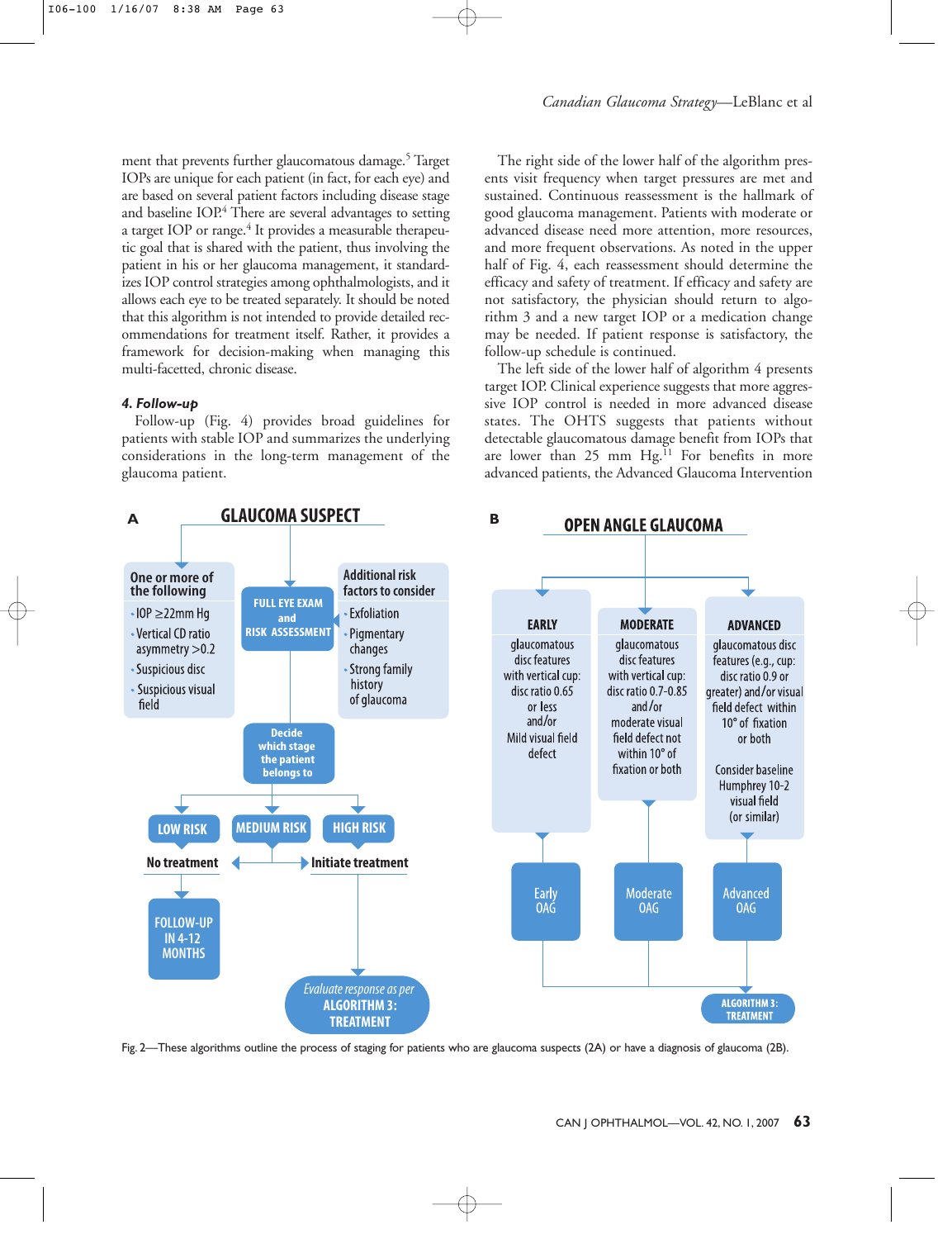ment that prevents further glaucomatous damage.[5] Target IOPs are unique for each patient (in fact, for each eye) and are based on several patient factors including disease stage and baseline IOP.[4] There are several advantages to setting a target IOP or range.[4] It provides a measurable therapeutic goal that is shared with the patient, thus involving the patient in his or her glaucoma management, it standardizes IOP control strategies among ophthalmologists, and it allows each eye to be treated separately. It should be noted that this algorithm is not intended to provide detailed recommendations for treatment itself. Rather, it provides a framework for decision-making when managing this multi-facetted, chronic disease.

#### *4. Follow-up*

Follow-up (Fig. 4) provides broad guidelines for patients with stable IOP and summarizes the underlying considerations in the long-term management of the glaucoma patient.

The right side of the lower half of the algorithm presents visit frequency when target pressures are met and sustained. Continuous reassessment is the hallmark of good glaucoma management. Patients with moderate or advanced disease need more attention, more resources, and more frequent observations. As noted in the upper half of Fig. 4, each reassessment should determine the efficacy and safety of treatment. If efficacy and safety are not satisfactory, the physician should return to algorithm 3 and a new target IOP or a medication change may be needed. If patient response is satisfactory, the follow-up schedule is continued.

The left side of the lower half of algorithm 4 presents target IOP. Clinical experience suggests that more aggressive IOP control is needed in more advanced disease states. The OHTS suggests that patients without detectable glaucomatous damage benefit from IOPs that are lower than 25 mm Hg.[11] For benefits in more advanced patients, the Advanced Glaucoma Intervention

**A — GLAUCOMA SUSPECT**

- One or more of the following
  - IOP ≥22mm Hg
  - Vertical CD ratio asymmetry >0.2
  - Suspicious disc
  - Suspicious visual field
- FULL EYE EXAM and RISK ASSESSMENT
- Additional risk factors to consider
  - Exfoliation
  - Pigmentary changes
  - Strong family history of glaucoma
- Decide which stage the patient belongs to
  - LOW RISK → No treatment → FOLLOW-UP IN 4-12 MONTHS
  - MEDIUM RISK → No treatment / Initiate treatment
  - HIGH RISK → Initiate treatment → *Evaluate response as per* ALGORITHM 3: TREATMENT

**B — OPEN ANGLE GLAUCOMA**

- EARLY: glaucomatous disc features with vertical cup: disc ratio 0.65 or less and/or Mild visual field defect → Early OAG
- MODERATE: glaucomatous disc features with vertical cup: disc ratio 0.7-0.85 and/or moderate visual field defect not within 10° of fixation or both → Moderate OAG
- ADVANCED: glaucomatous disc features (e.g., cup: disc ratio 0.9 or greater) and/or visual field defect within 10° of fixation or both. Consider baseline Humphrey 10-2 visual field (or similar) → Advanced OAG
- → ALGORITHM 3: TREATMENT

Fig. 2—These algorithms outline the process of staging for patients who are glaucoma suspects (2A) or have a diagnosis of glaucoma (2B).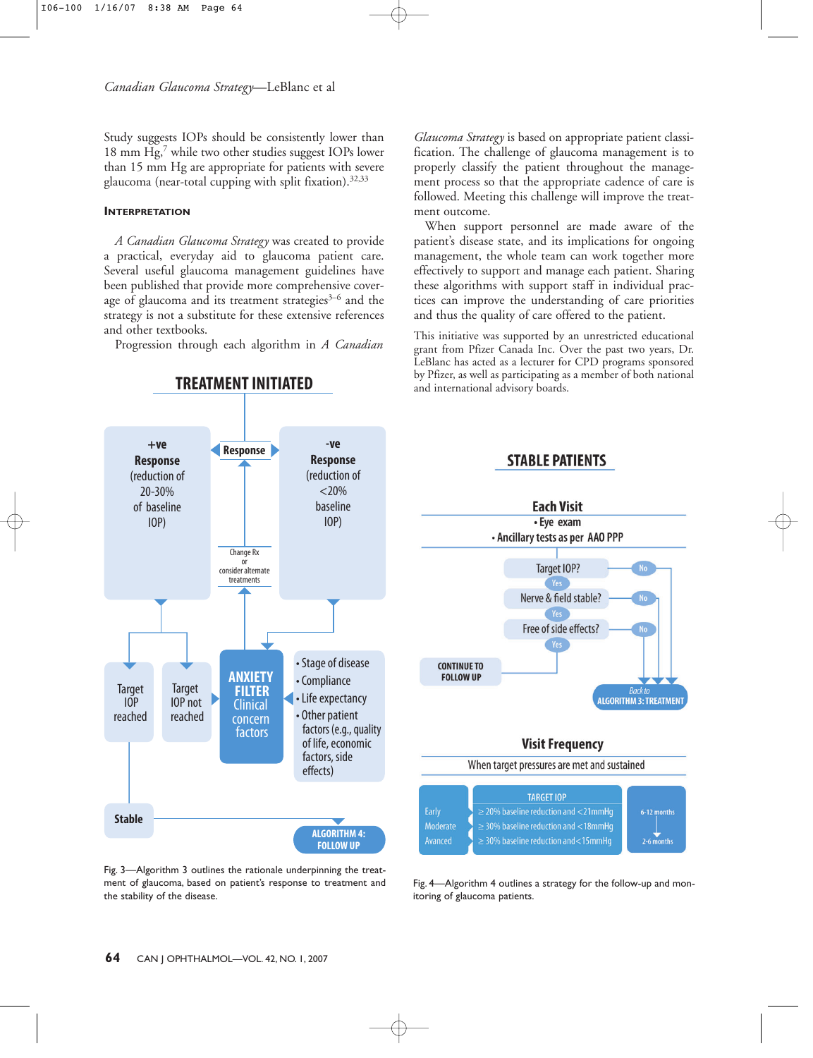Study suggests IOPs should be consistently lower than 18 mm Hg,[7] while two other studies suggest IOPs lower than 15 mm Hg are appropriate for patients with severe glaucoma (near-total cupping with split fixation).[32,33]

### Interpretation

*A Canadian Glaucoma Strategy* was created to provide a practical, everyday aid to glaucoma patient care. Several useful glaucoma management guidelines have been published that provide more comprehensive coverage of glaucoma and its treatment strategies[3–6] and the strategy is not a substitute for these extensive references and other textbooks.

Progression through each algorithm in *A Canadian Glaucoma Strategy* is based on appropriate patient classification. The challenge of glaucoma management is to properly classify the patient throughout the management process so that the appropriate cadence of care is followed. Meeting this challenge will improve the treatment outcome.

When support personnel are made aware of the patient's disease state, and its implications for ongoing management, the whole team can work together more effectively to support and manage each patient. Sharing these algorithms with support staff in individual practices can improve the understanding of care priorities and thus the quality of care offered to the patient.

This initiative was supported by an unrestricted educational grant from Pfizer Canada Inc. Over the past two years, Dr. LeBlanc has acted as a lecturer for CPD programs sponsored by Pfizer, as well as participating as a member of both national and international advisory boards.

**TREATMENT INITIATED**

- **Response**
  - **+ve Response** (reduction of 20-30% of baseline IOP)
    - **Target IOP reached** → **Stable** → **ALGORITHM 4: FOLLOW UP**
    - **Target IOP not reached** → **ANXIETY FILTER** (Clinical concern factors)
  - **-ve Response** (reduction of <20% baseline IOP) → **ANXIETY FILTER** (Clinical concern factors)
- **ANXIETY FILTER** (Clinical concern factors) considers:
  - Stage of disease
  - Compliance
  - Life expectancy
  - Other patient factors (e.g., quality of life, economic factors, side effects)
- **ANXIETY FILTER** → Change Rx or consider alternate treatments → back to **Response**

Fig. 3—Algorithm 3 outlines the rationale underpinning the treatment of glaucoma, based on patient's response to treatment and the stability of the disease.

**STABLE PATIENTS**

**Each Visit**
- Eye exam
- Ancillary tests as per AAO PPP

1. **Target IOP?** — Yes → next question; No → **Back to ALGORITHM 3: TREATMENT**
2. **Nerve & field stable?** — Yes → next question; No → **Back to ALGORITHM 3: TREATMENT**
3. **Free of side effects?** — Yes → **CONTINUE TO FOLLOW UP**; No → **Back to ALGORITHM 3: TREATMENT**

**Visit Frequency**

When target pressures are met and sustained

| Stage | TARGET IOP | Visit frequency |
|---|---|---|
| Early | ≥ 20% baseline reduction and <21mmHg | 6-12 months |
| Moderate | ≥ 30% baseline reduction and <18mmHg | ↓ |
| Avanced | ≥ 30% baseline reduction and <15mmHg | 2-6 months |

Fig. 4—Algorithm 4 outlines a strategy for the follow-up and monitoring of glaucoma patients.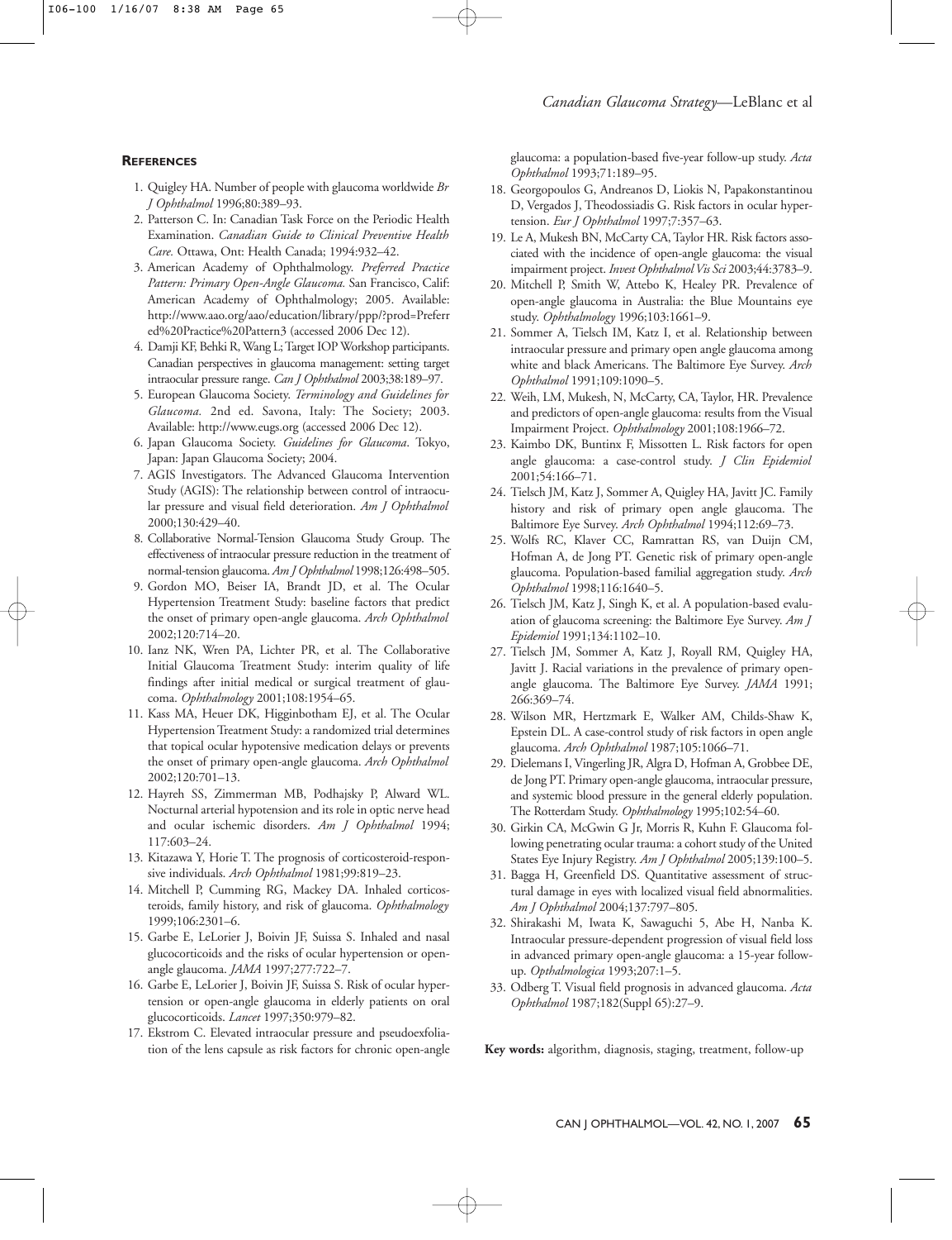## References

1. Quigley HA. Number of people with glaucoma worldwide *Br J Ophthalmol* 1996;80:389–93.
2. Patterson C. In: Canadian Task Force on the Periodic Health Examination. *Canadian Guide to Clinical Preventive Health Care.* Ottawa, Ont: Health Canada; 1994:932–42.
3. American Academy of Ophthalmology. *Preferred Practice Pattern: Primary Open-Angle Glaucoma.* San Francisco, Calif: American Academy of Ophthalmology; 2005. Available: http://www.aao.org/aao/education/library/ppp/?prod=Preferred%20Practice%20Pattern3 (accessed 2006 Dec 12).
4. Damji KF, Behki R, Wang L; Target IOP Workshop participants. Canadian perspectives in glaucoma management: setting target intraocular pressure range. *Can J Ophthalmol* 2003;38:189–97.
5. European Glaucoma Society. *Terminology and Guidelines for Glaucoma.* 2nd ed. Savona, Italy: The Society; 2003. Available: http://www.eugs.org (accessed 2006 Dec 12).
6. Japan Glaucoma Society. *Guidelines for Glaucoma*. Tokyo, Japan: Japan Glaucoma Society; 2004.
7. AGIS Investigators. The Advanced Glaucoma Intervention Study (AGIS): The relationship between control of intraocular pressure and visual field deterioration. *Am J Ophthalmol* 2000;130:429–40.
8. Collaborative Normal-Tension Glaucoma Study Group. The effectiveness of intraocular pressure reduction in the treatment of normal-tension glaucoma. *Am J Ophthalmol* 1998;126:498–505.
9. Gordon MO, Beiser IA, Brandt JD, et al. The Ocular Hypertension Treatment Study: baseline factors that predict the onset of primary open-angle glaucoma. *Arch Ophthalmol* 2002;120:714–20.
10. Ianz NK, Wren PA, Lichter PR, et al. The Collaborative Initial Glaucoma Treatment Study: interim quality of life findings after initial medical or surgical treatment of glaucoma. *Ophthalmology* 2001;108:1954–65.
11. Kass MA, Heuer DK, Higginbotham EJ, et al. The Ocular Hypertension Treatment Study: a randomized trial determines that topical ocular hypotensive medication delays or prevents the onset of primary open-angle glaucoma. *Arch Ophthalmol* 2002;120:701–13.
12. Hayreh SS, Zimmerman MB, Podhajsky P, Alward WL. Nocturnal arterial hypotension and its role in optic nerve head and ocular ischemic disorders. *Am J Ophthalmol* 1994; 117:603–24.
13. Kitazawa Y, Horie T. The prognosis of corticosteroid-responsive individuals. *Arch Ophthalmol* 1981;99:819–23.
14. Mitchell P, Cumming RG, Mackey DA. Inhaled corticosteroids, family history, and risk of glaucoma. *Ophthalmology* 1999;106:2301–6.
15. Garbe E, LeLorier J, Boivin JF, Suissa S. Inhaled and nasal glucocorticoids and the risks of ocular hypertension or open-angle glaucoma. *JAMA* 1997;277:722–7.
16. Garbe E, LeLorier J, Boivin JF, Suissa S. Risk of ocular hypertension or open-angle glaucoma in elderly patients on oral glucocorticoids. *Lancet* 1997;350:979–82.
17. Ekstrom C. Elevated intraocular pressure and pseudoexfoliation of the lens capsule as risk factors for chronic open-angle glaucoma: a population-based five-year follow-up study. *Acta Ophthalmol* 1993;71:189–95.
18. Georgopoulos G, Andreanos D, Liokis N, Papakonstantinou D, Vergados J, Theodossiadis G. Risk factors in ocular hypertension. *Eur J Ophthalmol* 1997;7:357–63.
19. Le A, Mukesh BN, McCarty CA, Taylor HR. Risk factors associated with the incidence of open-angle glaucoma: the visual impairment project. *Invest Ophthalmol Vis Sci* 2003;44:3783–9.
20. Mitchell P, Smith W, Attebo K, Healey PR. Prevalence of open-angle glaucoma in Australia: the Blue Mountains eye study. *Ophthalmology* 1996;103:1661–9.
21. Sommer A, Tielsch IM, Katz I, et al. Relationship between intraocular pressure and primary open angle glaucoma among white and black Americans. The Baltimore Eye Survey. *Arch Ophthalmol* 1991;109:1090–5.
22. Weih, LM, Mukesh, N, McCarty, CA, Taylor, HR. Prevalence and predictors of open-angle glaucoma: results from the Visual Impairment Project. *Ophthalmology* 2001;108:1966–72.
23. Kaimbo DK, Buntinx F, Missotten L. Risk factors for open angle glaucoma: a case-control study. *J Clin Epidemiol* 2001;54:166–71.
24. Tielsch JM, Katz J, Sommer A, Quigley HA, Javitt JC. Family history and risk of primary open angle glaucoma. The Baltimore Eye Survey. *Arch Ophthalmol* 1994;112:69–73.
25. Wolfs RC, Klaver CC, Ramrattan RS, van Duijn CM, Hofman A, de Jong PT. Genetic risk of primary open-angle glaucoma. Population-based familial aggregation study. *Arch Ophthalmol* 1998;116:1640–5.
26. Tielsch JM, Katz J, Singh K, et al. A population-based evaluation of glaucoma screening: the Baltimore Eye Survey. *Am J Epidemiol* 1991;134:1102–10.
27. Tielsch JM, Sommer A, Katz J, Royall RM, Quigley HA, Javitt J. Racial variations in the prevalence of primary open-angle glaucoma. The Baltimore Eye Survey. *JAMA* 1991; 266:369–74.
28. Wilson MR, Hertzmark E, Walker AM, Childs-Shaw K, Epstein DL. A case-control study of risk factors in open angle glaucoma. *Arch Ophthalmol* 1987;105:1066–71.
29. Dielemans I, Vingerling JR, Algra D, Hofman A, Grobbee DE, de Jong PT. Primary open-angle glaucoma, intraocular pressure, and systemic blood pressure in the general elderly population. The Rotterdam Study. *Ophthalmology* 1995;102:54–60.
30. Girkin CA, McGwin G Jr, Morris R, Kuhn F. Glaucoma following penetrating ocular trauma: a cohort study of the United States Eye Injury Registry. *Am J Ophthalmol* 2005;139:100–5.
31. Bagga H, Greenfield DS. Quantitative assessment of structural damage in eyes with localized visual field abnormalities. *Am J Ophthalmol* 2004;137:797–805.
32. Shirakashi M, Iwata K, Sawaguchi 5, Abe H, Nanba K. Intraocular pressure-dependent progression of visual field loss in advanced primary open-angle glaucoma: a 15-year follow-up. *Opthalmologica* 1993;207:1–5.
33. Odberg T. Visual field prognosis in advanced glaucoma. *Acta Ophthalmol* 1987;182(Suppl 65):27–9.

**Key words:** algorithm, diagnosis, staging, treatment, follow-up